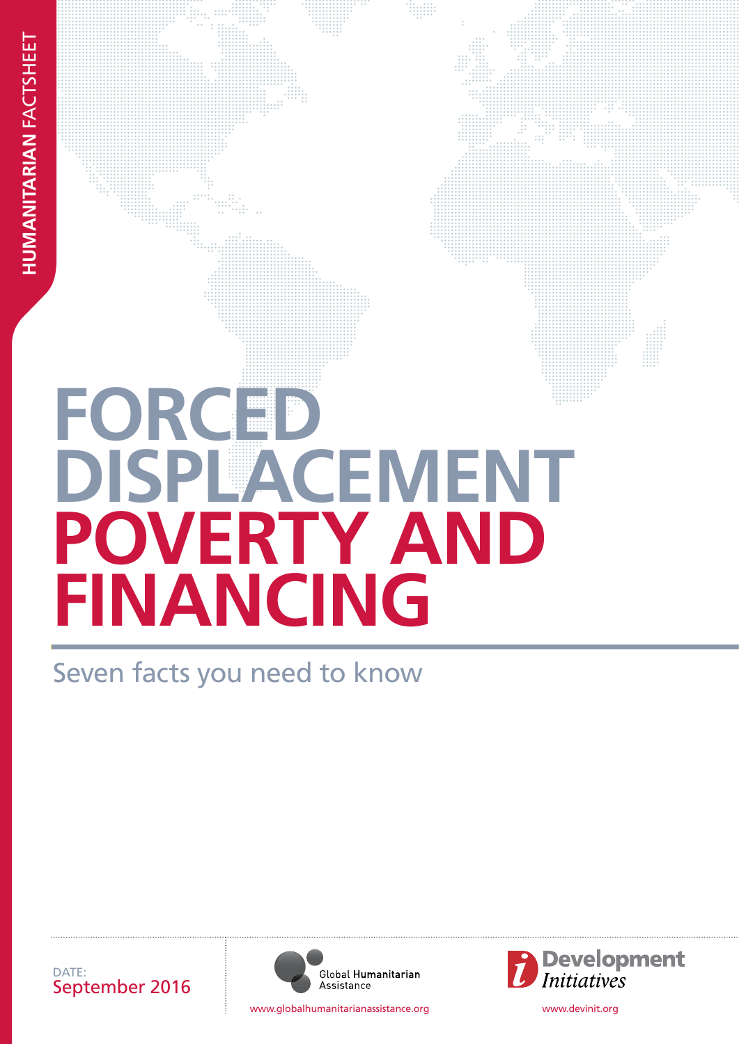HUMANITARIAN FACTSHEET

# FORCED DISPLACEMENT POVERTY AND FINANCING

## Seven facts you need to know

DATE:
September 2016

Global Humanitarian Assistance

www.globalhumanitarianassistance.org

Development Initiatives

www.devinit.org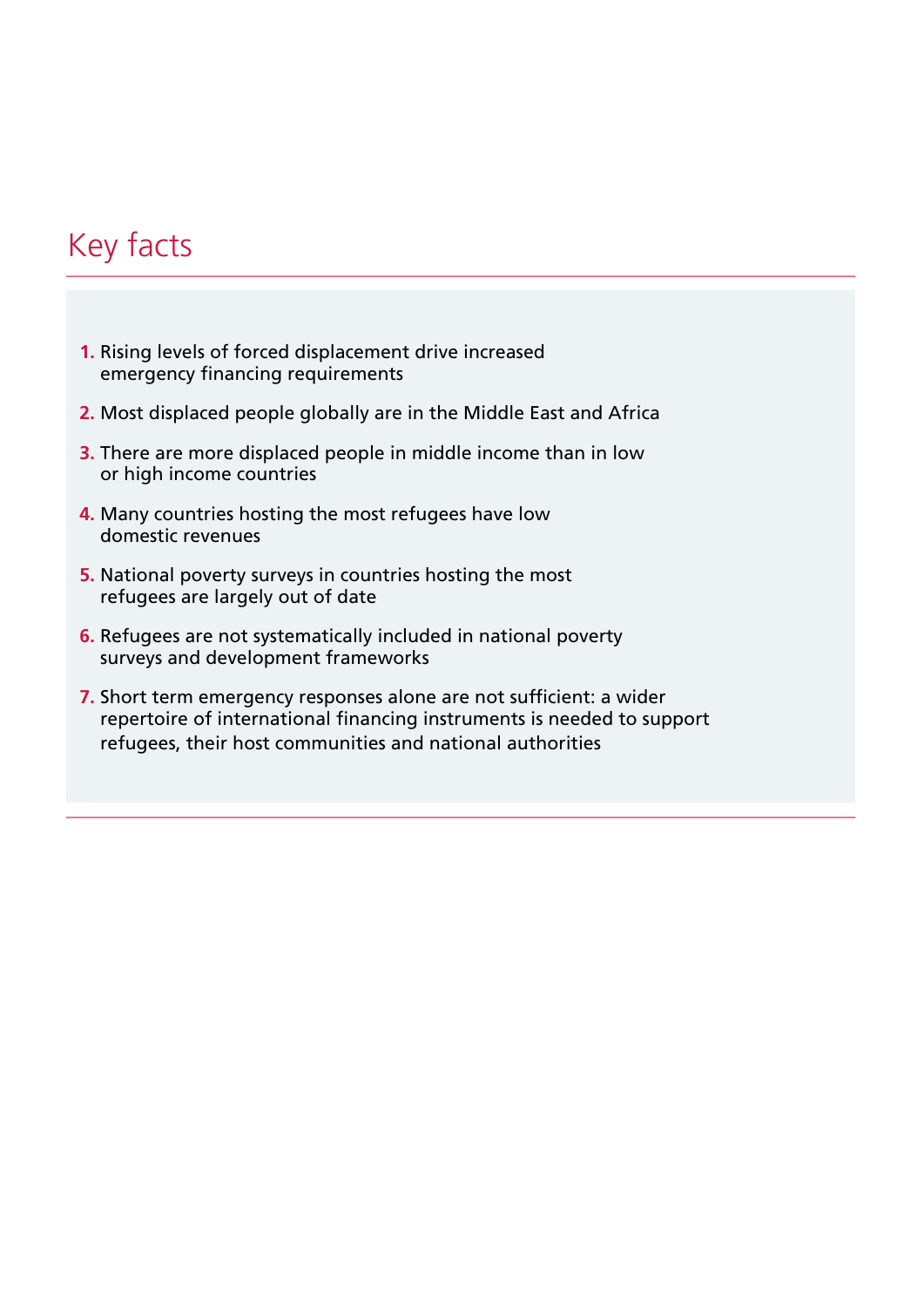# Key facts

1. Rising levels of forced displacement drive increased emergency financing requirements
2. Most displaced people globally are in the Middle East and Africa
3. There are more displaced people in middle income than in low or high income countries
4. Many countries hosting the most refugees have low domestic revenues
5. National poverty surveys in countries hosting the most refugees are largely out of date
6. Refugees are not systematically included in national poverty surveys and development frameworks
7. Short term emergency responses alone are not sufficient: a wider repertoire of international financing instruments is needed to support refugees, their host communities and national authorities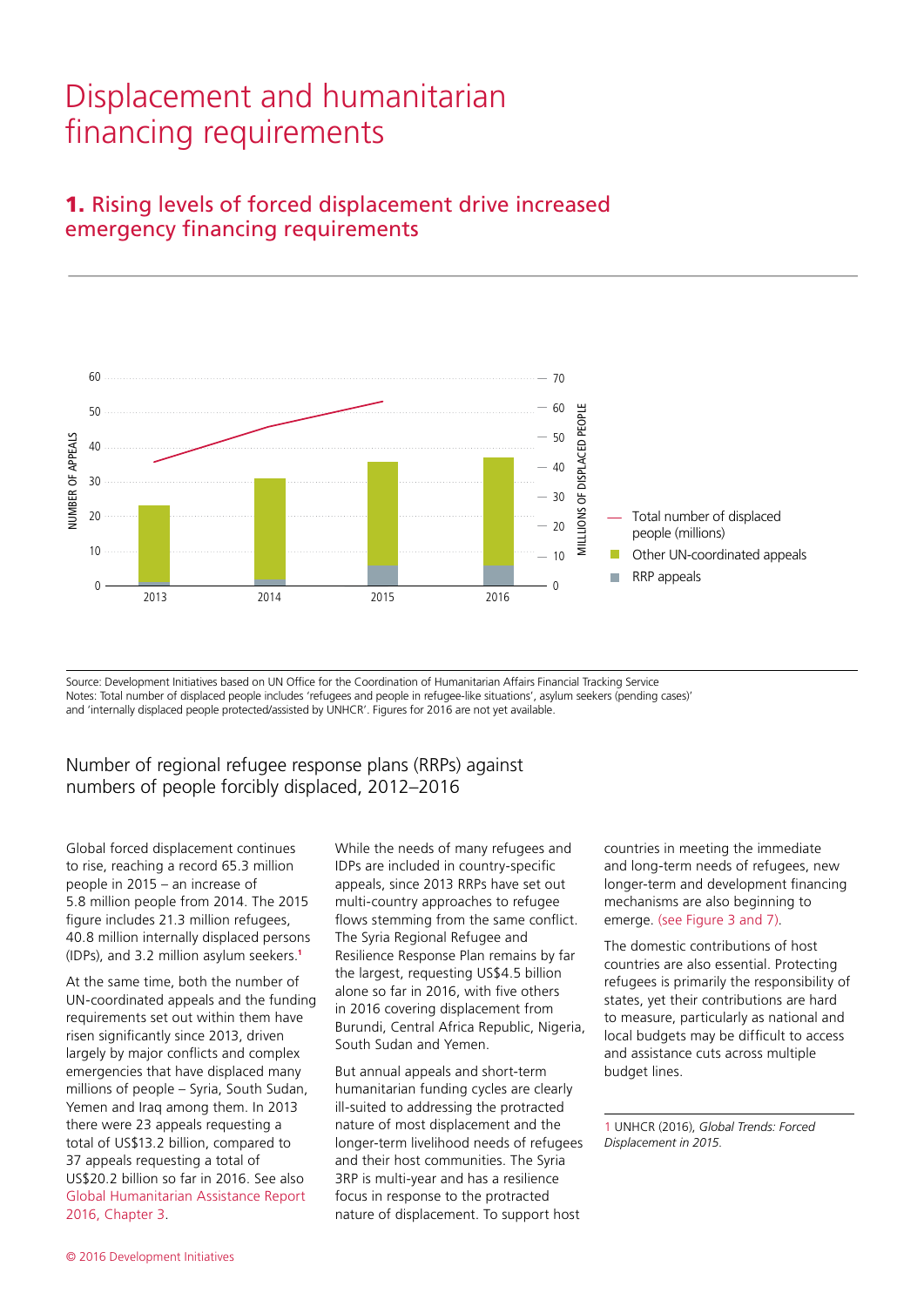# Displacement and humanitarian financing requirements

## 1. Rising levels of forced displacement drive increased emergency financing requirements

Source: Development Initiatives based on UN Office for the Coordination of Humanitarian Affairs Financial Tracking Service
Notes: Total number of displaced people includes 'refugees and people in refugee-like situations', asylum seekers (pending cases)' and 'internally displaced people protected/assisted by UNHCR'. Figures for 2016 are not yet available.

Number of regional refugee response plans (RRPs) against numbers of people forcibly displaced, 2012–2016

Global forced displacement continues to rise, reaching a record 65.3 million people in 2015 – an increase of 5.8 million people from 2014. The 2015 figure includes 21.3 million refugees, 40.8 million internally displaced persons (IDPs), and 3.2 million asylum seekers.[1]

At the same time, both the number of UN-coordinated appeals and the funding requirements set out within them have risen significantly since 2013, driven largely by major conflicts and complex emergencies that have displaced many millions of people – Syria, South Sudan, Yemen and Iraq among them. In 2013 there were 23 appeals requesting a total of US$13.2 billion, compared to 37 appeals requesting a total of US$20.2 billion so far in 2016. See also Global Humanitarian Assistance Report 2016, Chapter 3.

While the needs of many refugees and IDPs are included in country-specific appeals, since 2013 RRPs have set out multi-country approaches to refugee flows stemming from the same conflict. The Syria Regional Refugee and Resilience Plan remains by far the largest, requesting US$4.5 billion alone so far in 2016, with five others in 2016 covering displacement from Burundi, Central Africa Republic, Nigeria, South Sudan and Yemen.

But annual appeals and short-term humanitarian funding cycles are clearly ill-suited to addressing the protracted nature of most displacement and the longer-term livelihood needs of refugees and their host communities. The Syria 3RP is multi-year and has a resilience focus in response to the protracted nature of displacement. To support host countries in meeting the immediate and long-term needs of refugees, new longer-term and development financing mechanisms are also beginning to emerge. (see Figure 3 and 7).

The domestic contributions of host countries are also essential. Protecting refugees is primarily the responsibility of states, yet their contributions are hard to measure, particularly as national and local budgets may be difficult to access and assistance cuts across multiple budget lines.

1 UNHCR (2016), *Global Trends: Forced Displacement in 2015.*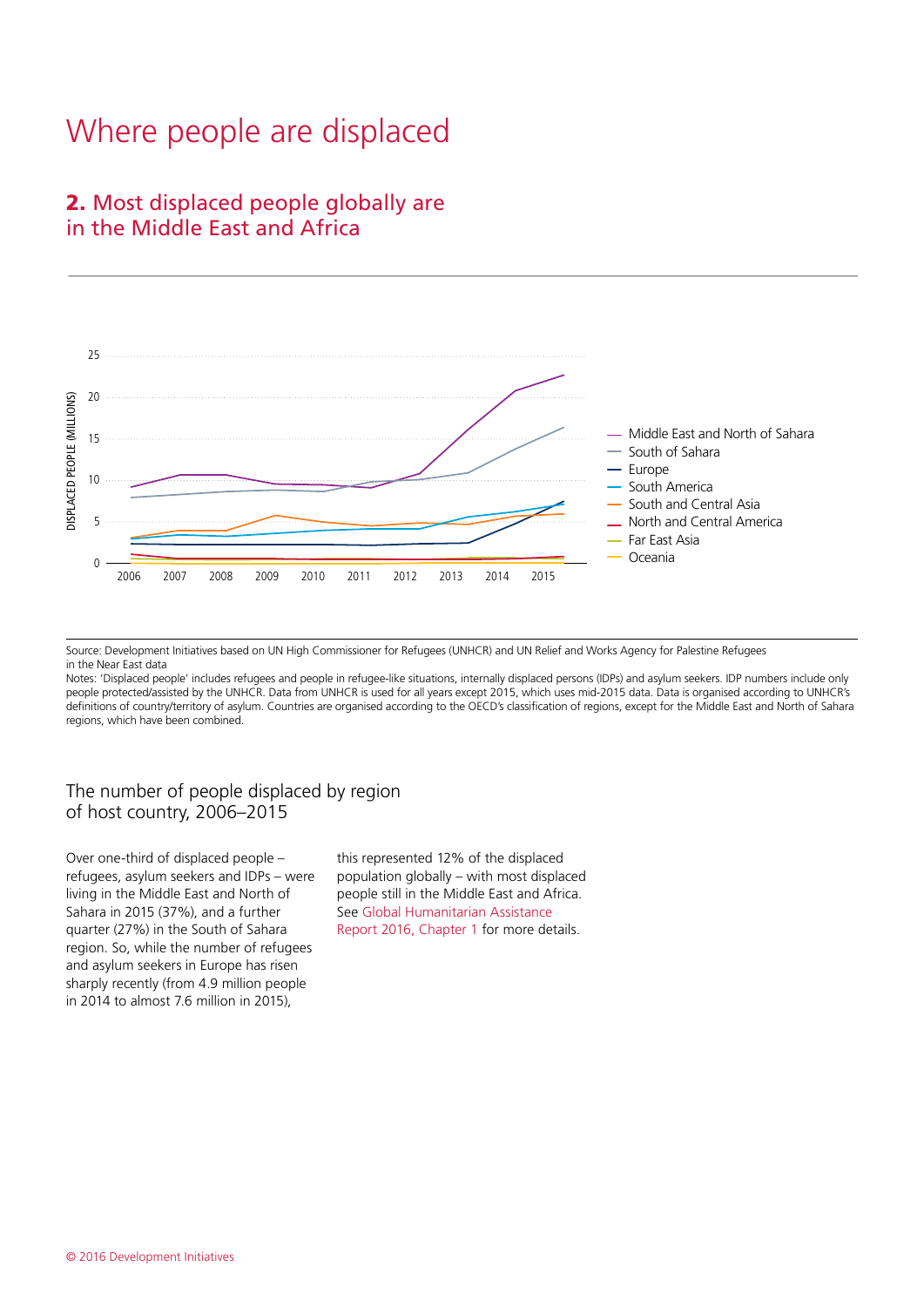# Where people are displaced

## 2. Most displaced people globally are in the Middle East and Africa

Source: Development Initiatives based on UN High Commissioner for Refugees (UNHCR) and UN Relief and Works Agency for Palestine Refugees in the Near East data

Notes: 'Displaced people' includes refugees and people in refugee-like situations, internally displaced persons (IDPs) and asylum seekers. IDP numbers include only people protected/assisted by the UNHCR. Data from UNHCR is used for all years except 2015, which uses mid-2015 data. Data is organised according to UNHCR's definitions of country/territory of asylum. Countries are organised according to the OECD's classification of regions, except for the Middle East and North of Sahara regions, which have been combined.

### The number of people displaced by region of host country, 2006–2015

Over one-third of displaced people – refugees, asylum seekers and IDPs – were living in the Middle East and North of Sahara in 2015 (37%), and a further quarter (27%) in the South of Sahara region. So, while the number of refugees and asylum seekers in Europe has risen sharply recently (from 4.9 million people in 2014 to almost 7.6 million in 2015), this represented 12% of the displaced population globally – with most displaced people still in the Middle East and Africa. See Global Humanitarian Assistance Report 2016, Chapter 1 for more details.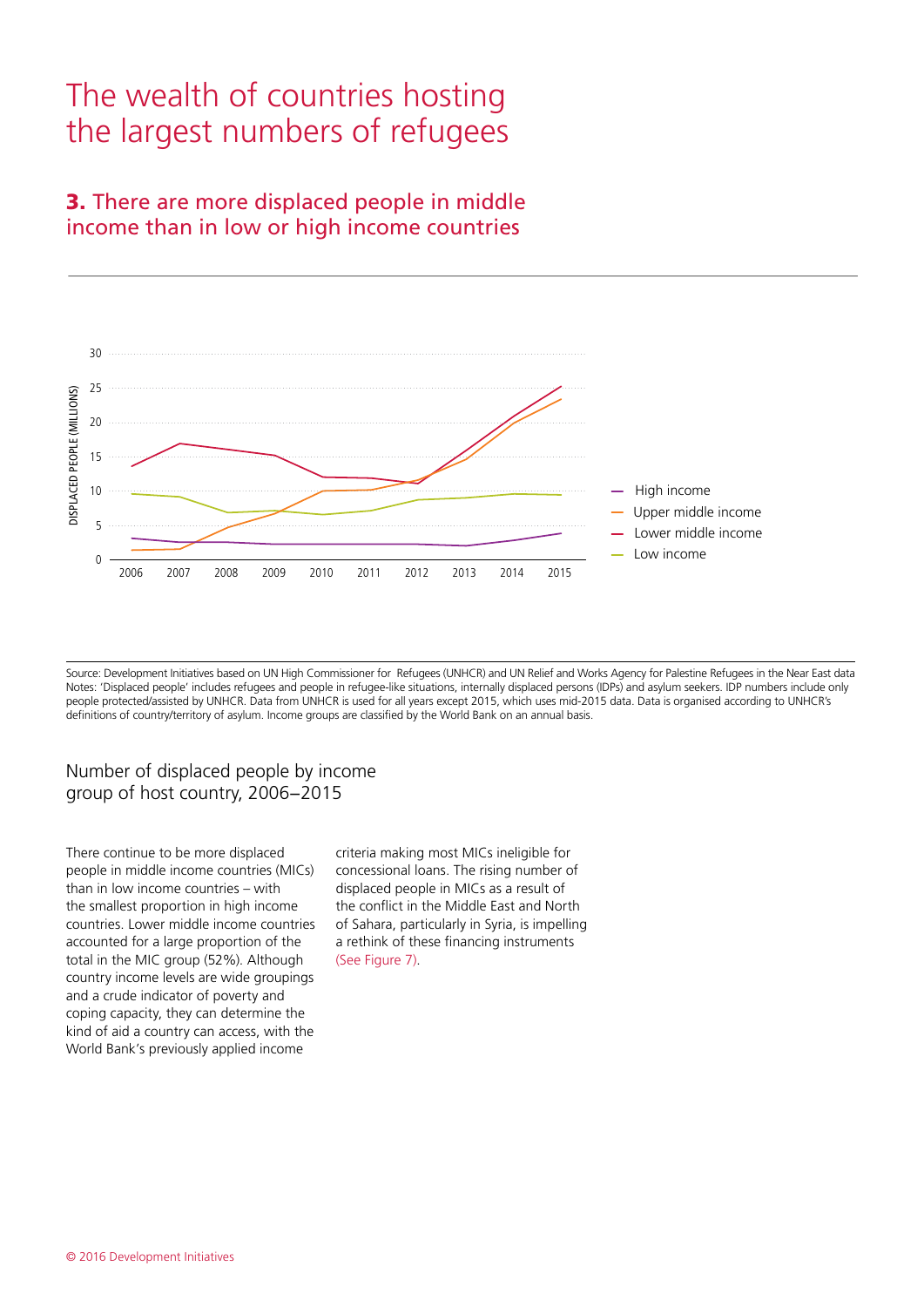# The wealth of countries hosting the largest numbers of refugees

## **3.** There are more displaced people in middle income than in low or high income countries

Source: Development Initiatives based on UN High Commissioner for Refugees (UNHCR) and UN Relief and Works Agency for Palestine Refugees in the Near East data
Notes: 'Displaced people' includes refugees and people in refugee-like situations, internally displaced persons (IDPs) and asylum seekers. IDP numbers include only people protected/assisted by UNHCR. Data from UNHCR is used for all years except 2015, which uses mid-2015 data. Data is organised according to UNHCR's definitions of country/territory of asylum. Income groups are classified by the World Bank on an annual basis.

Number of displaced people by income group of host country, 2006–2015

There continue to be more displaced people in middle income countries (MICs) than in low income countries – with the smallest proportion in high income countries. Lower middle income countries accounted for a large proportion of the total in the MIC group (52%). Although country income levels are wide groupings and a crude indicator of poverty and coping capacity, they can determine the kind of aid a country can access, with the World Bank's previously applied income criteria making most MICs ineligible for concessional loans. The rising number of displaced people in MICs as a result of the conflict in the Middle East and North of Sahara, particularly in Syria, is impelling a rethink of these financing instruments (See Figure 7).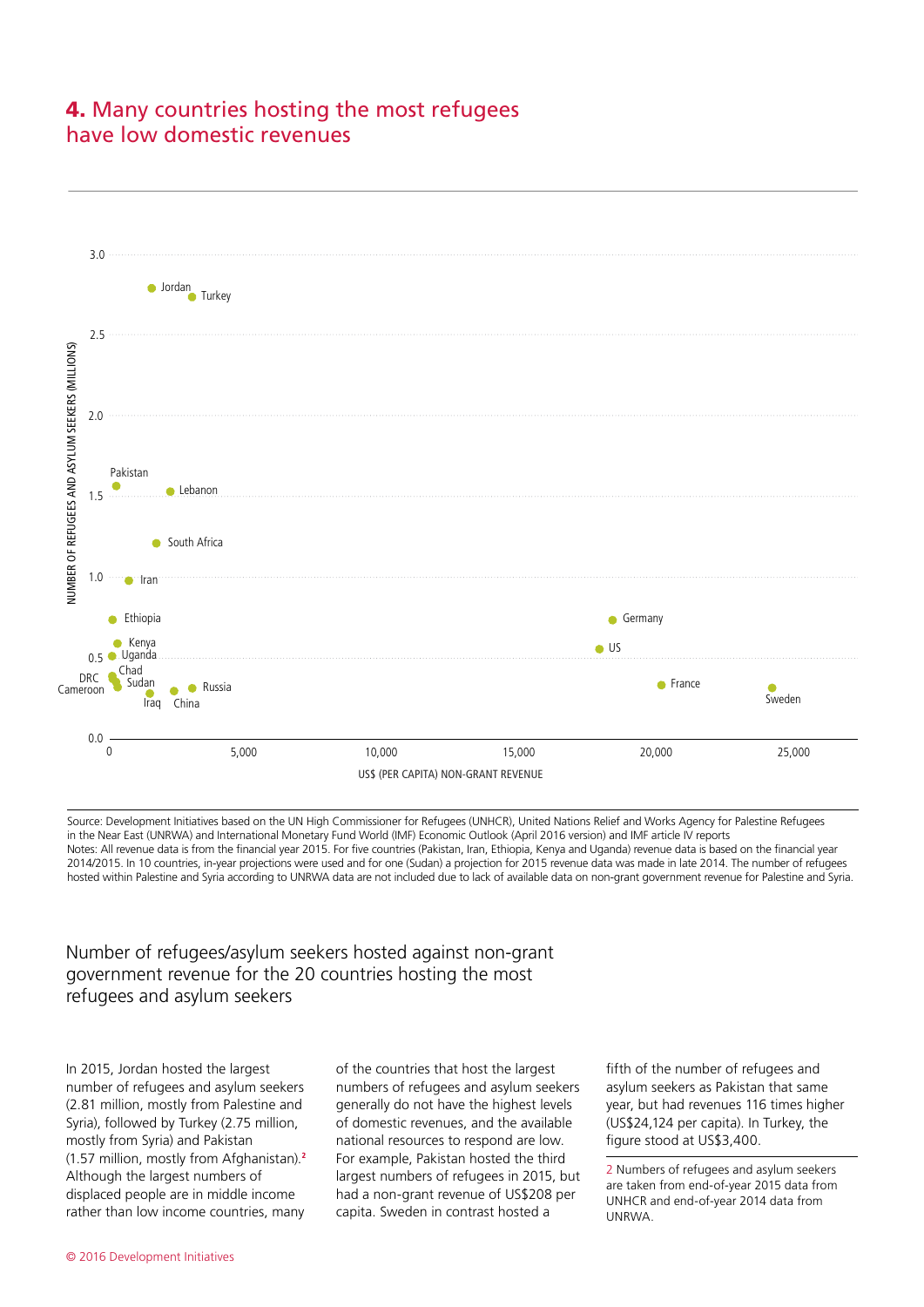## **4.** Many countries hosting the most refugees have low domestic revenues

NUMBER OF REFUGEES AND ASYLUM SEEKERS (MILLIONS)

US$ (PER CAPITA) NON-GRANT REVENUE

Source: Development Initiatives based on the UN High Commissioner for Refugees (UNHCR), United Nations Relief and Works Agency for Palestine Refugees in the Near East (UNRWA) and International Monetary Fund World (IMF) Economic Outlook (April 2016 version) and IMF article IV reports
Notes: All revenue data is from the financial year 2015. For five countries (Pakistan, Iran, Ethiopia, Kenya and Uganda) revenue data is based on the financial year 2014/2015. In 10 countries, in-year projections were used and for one (Sudan) a projection for 2015 revenue data was made in late 2014. The number of refugees hosted within Palestine and Syria according to UNRWA data are not included due to lack of available data on non-grant government revenue for Palestine and Syria.

Number of refugees/asylum seekers hosted against non-grant government revenue for the 20 countries hosting the most refugees and asylum seekers

In 2015, Jordan hosted the largest number of refugees and asylum seekers (2.81 million, mostly from Palestine and Syria), followed by Turkey (2.75 million, mostly from Syria) and Pakistan (1.57 million, mostly from Afghanistan).[2] Although the largest numbers of displaced people are in middle income rather than low income countries, many of the countries that host the largest numbers of refugees and asylum seekers generally do not have the highest levels of domestic revenues, and the available national resources to respond are low. For example, Pakistan hosted the third largest numbers of refugees in 2015, but had a non-grant revenue of US$208 per capita. Sweden in contrast hosted a fifth of the number of refugees and asylum seekers as Pakistan that same year, but had revenues 116 times higher (US$24,124 per capita). In Turkey, the figure stood at US$3,400.

2 Numbers of refugees and asylum seekers are taken from end-of-year 2015 data from UNHCR and end-of-year 2014 data from UNRWA.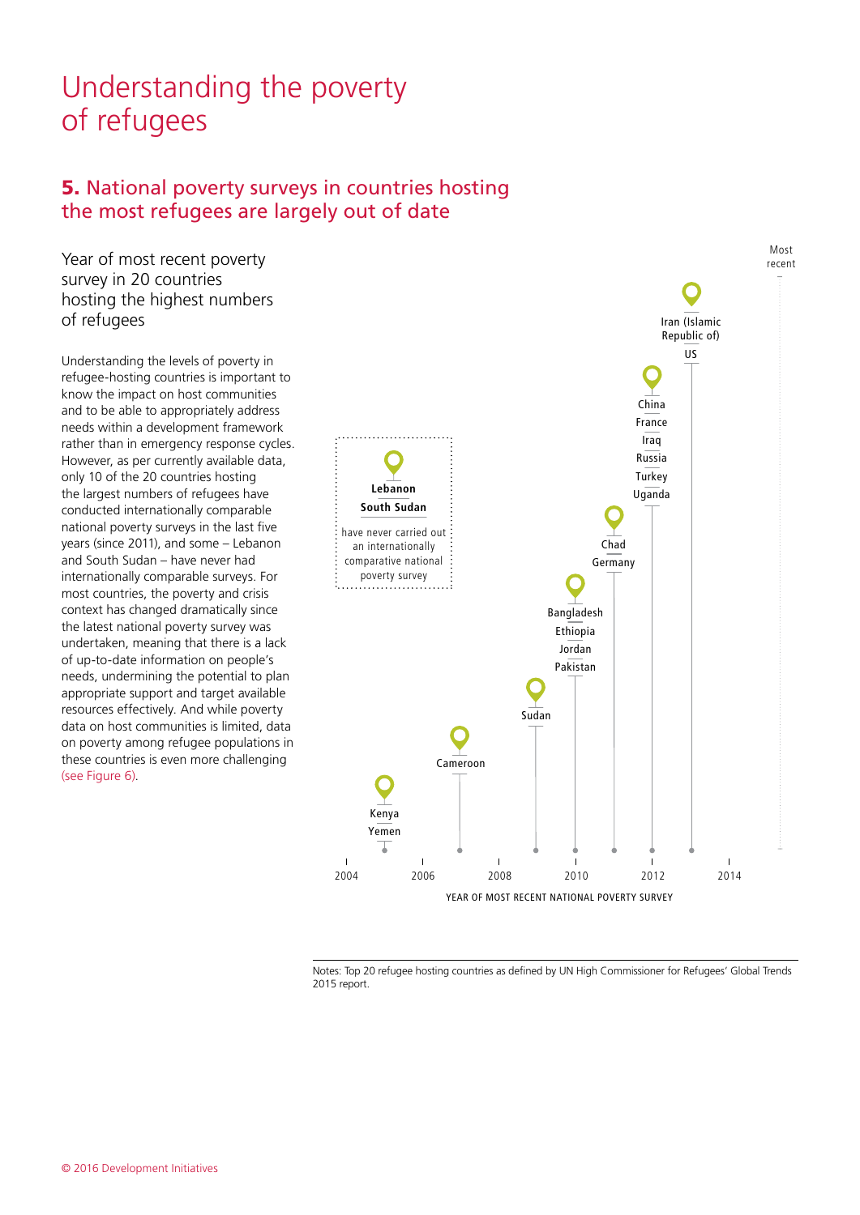# Understanding the poverty of refugees

## 5. National poverty surveys in countries hosting the most refugees are largely out of date

### Year of most recent poverty survey in 20 countries hosting the highest numbers of refugees

Understanding the levels of poverty in refugee-hosting countries is important to know the impact on host communities and to be able to appropriately address needs within a development framework rather than in emergency response cycles. However, as per currently available data, only 10 of the 20 countries hosting the largest numbers of refugees have conducted internationally comparable national poverty surveys in the last five years (since 2011), and some – Lebanon and South Sudan – have never had internationally comparable surveys. For most countries, the poverty and crisis context has changed dramatically since the latest national poverty survey was undertaken, meaning that there is a lack of up-to-date information on people's needs, undermining the potential to plan appropriate support and target available resources effectively. And while poverty data on host communities is limited, data on poverty among refugee populations in these countries is even more challenging (see Figure 6).

**Lebanon**
**South Sudan**
have never carried out an internationally comparative national poverty survey

| Year of most recent national poverty survey | Countries |
|---|---|
| 2005 | Kenya, Yemen |
| 2007 | Cameroon |
| 2009 | Sudan |
| 2010 | Bangladesh, Ethiopia, Jordan, Pakistan |
| 2011 | Chad, Germany |
| 2012 | China, France, Iraq, Russia, Turkey, Uganda |
| 2013 | Iran (Islamic Republic of), US |

Notes: Top 20 refugee hosting countries as defined by UN High Commissioner for Refugees' Global Trends 2015 report.

© 2016 Development Initiatives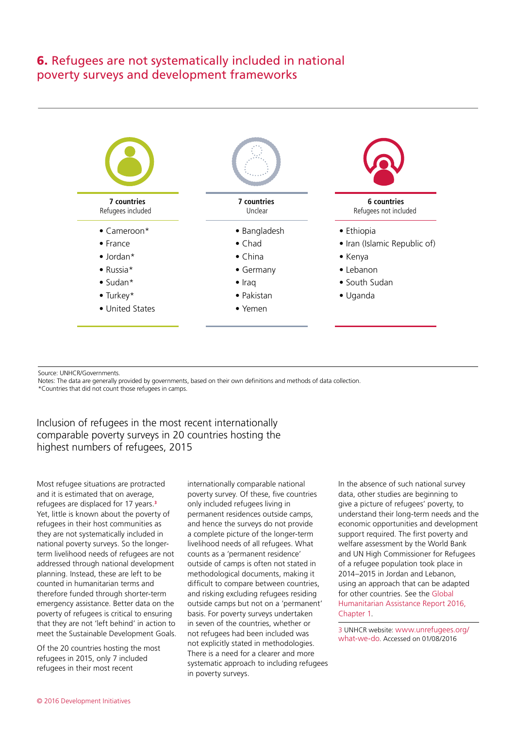## 6. Refugees are not systematically included in national poverty surveys and development frameworks

| 7 countries<br>Refugees included | 7 countries<br>Unclear | 6 countries<br>Refugees not included |
|---|---|---|
| • Cameroon* | • Bangladesh | • Ethiopia |
| • France | • Chad | • Iran (Islamic Republic of) |
| • Jordan* | • China | • Kenya |
| • Russia* | • Germany | • Lebanon |
| • Sudan* | • Iraq | • South Sudan |
| • Turkey* | • Pakistan | • Uganda |
| • United States | • Yemen | |

Source: UNHCR/Governments.
Notes: The data are generally provided by governments, based on their own definitions and methods of data collection.
*Countries that did not count those refugees in camps.

Inclusion of refugees in the most recent internationally comparable poverty surveys in 20 countries hosting the highest numbers of refugees, 2015

Most refugee situations are protracted and it is estimated that on average, refugees are displaced for 17 years.[3] Yet, little is known about the poverty of refugees in their host communities as they are not systematically included in national poverty surveys. So the longer-term livelihood needs of refugees are not addressed through national development planning. Instead, these are left to be counted in humanitarian terms and therefore funded through shorter-term emergency assistance. Better data on the poverty of refugees is critical to ensuring that they are not 'left behind' in action to meet the Sustainable Development Goals.

Of the 20 countries hosting the most refugees in 2015, only 7 included refugees in their most recent internationally comparable national poverty survey. Of these, five countries only included refugees living in permanent residences outside camps, and hence the surveys do not provide a complete picture of the longer-term livelihood needs of all refugees. What counts as a 'permanent residence' outside of camps is often not stated in methodological documents, making it difficult to compare between countries, and risking excluding refugees residing outside camps but not on a 'permanent' basis. For poverty surveys undertaken in seven of the countries, whether or not refugees had been included was not explicitly stated in methodologies. There is a need for a clearer and more systematic approach to including refugees in poverty surveys.

In the absence of such national survey data, other studies are beginning to give a picture of refugees' poverty, to understand their long-term needs and the economic opportunities and development support required. The first poverty and welfare assessment by the World Bank and UN High Commissioner for Refugees of a refugee population took place in 2014–2015 in Jordan and Lebanon, using an approach that can be adapted for other countries. See the Global Humanitarian Assistance Report 2016, Chapter 1.

3 UNHCR website: www.unrefugees.org/what-we-do. Accessed on 01/08/2016

© 2016 Development Initiatives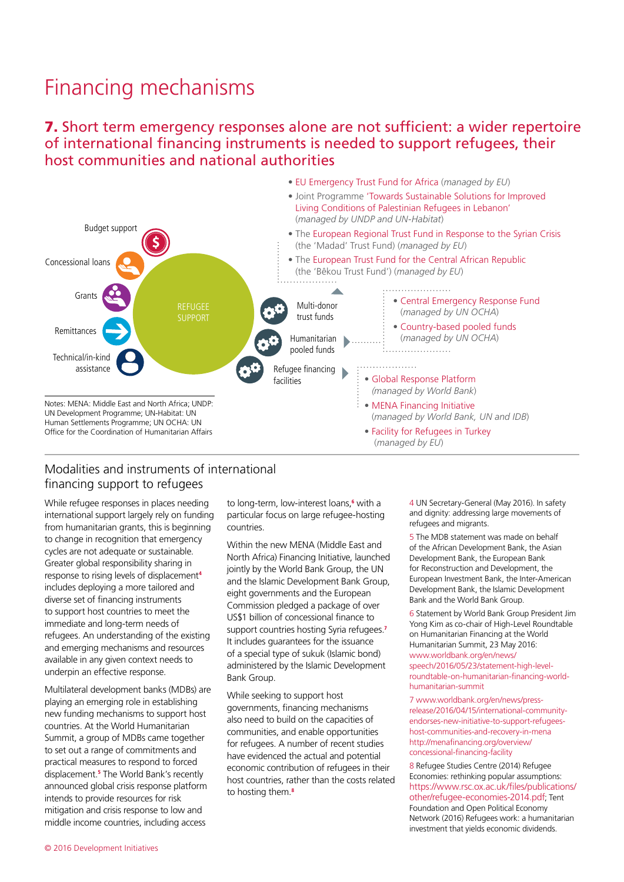# Financing mechanisms

## 7. Short term emergency responses alone are not sufficient: a wider repertoire of international financing instruments is needed to support refugees, their host communities and national authorities

REFUGEE SUPPORT

Budget support

Concessional loans

Grants

Remittances

Technical/in-kind assistance

Multi-donor trust funds

- EU Emergency Trust Fund for Africa (*managed by EU*)
- Joint Programme 'Towards Sustainable Solutions for Improved Living Conditions of Palestinian Refugees in Lebanon' (*managed by UNDP and UN-Habitat*)
- The European Regional Trust Fund in Response to the Syrian Crisis (the 'Madad' Trust Fund) (*managed by EU*)
- The European Trust Fund for the Central African Republic (the 'Bêkou Trust Fund') (*managed by EU*)

Humanitarian pooled funds

- Central Emergency Response Fund (*managed by UN OCHA*)
- Country-based pooled funds (*managed by UN OCHA*)

Refugee financing facilities

- Global Response Platform (*managed by World Bank*)
- MENA Financing Initiative (*managed by World Bank, UN and IDB*)
- Facility for Refugees in Turkey (*managed by EU*)

Notes: MENA: Middle East and North Africa; UNDP: UN Development Programme; UN-Habitat: UN Human Settlements Programme; UN OCHA: UN Office for the Coordination of Humanitarian Affairs

### Modalities and instruments of international financing support to refugees

While refugee responses in places needing international support largely rely on funding from humanitarian grants, this is beginning to change in recognition that emergency cycles are not adequate or sustainable. Greater global responsibility sharing in response to rising levels of displacement[4] includes deploying a more tailored and diverse set of financing instruments to support host countries to meet the immediate and long-term needs of refugees. An understanding of the existing and emerging mechanisms and resources available in any given context needs to underpin an effective response.

Multilateral development banks (MDBs) are playing an emerging role in establishing new funding mechanisms to support host countries. At the World Humanitarian Summit, a group of MDBs came together to set out a range of commitments and practical measures to respond to forced displacement.[5] The World Bank's recently announced global crisis response platform intends to provide resources for risk mitigation and crisis response to low and middle income countries, including access to long-term, low-interest loans,[6] with a particular focus on large refugee-hosting countries.

Within the new MENA (Middle East and North Africa) Financing Initiative, launched jointly by the World Bank Group, the UN and the Islamic Development Bank Group, eight governments and the European Commission pledged a package of over US$1 billion of concessional finance to support countries hosting Syria refugees.[7] It includes guarantees for the issuance of a special type of sukuk (Islamic bond) administered by the Islamic Development Bank Group.

While seeking to support host governments, financing mechanisms also need to build on the capacities of communities, and enable opportunities for refugees. A number of recent studies have evidenced the actual and potential economic contribution of refugees in their host countries, rather than the costs related to hosting them.[8]

4 UN Secretary-General (May 2016). In safety and dignity: addressing large movements of refugees and migrants.

5 The MDB statement was made on behalf of the African Development Bank, the Asian Development Bank, the European Bank for Reconstruction and Development, the European Investment Bank, the Inter-American Development Bank, the Islamic Development Bank and the World Bank Group.

6 Statement by World Bank Group President Jim Yong Kim as co-chair of High-Level Roundtable on Humanitarian Financing at the World Humanitarian Summit, 23 May 2016: www.worldbank.org/en/news/speech/2016/05/23/statement-high-level-roundtable-on-humanitarian-financing-world-humanitarian-summit

7 www.worldbank.org/en/news/press-release/2016/04/15/international-community-endorses-new-initiative-to-support-refugees-host-communities-and-recovery-in-mena http://menafinancing.org/overview/concessional-financing-facility

8 Refugee Studies Centre (2014) Refugee Economies: rethinking popular assumptions: https://www.rsc.ox.ac.uk/files/publications/other/refugee-economies-2014.pdf; Tent Foundation and Open Political Economy Network (2016) Refugees work: a humanitarian investment that yields economic dividends.

© 2016 Development Initiatives